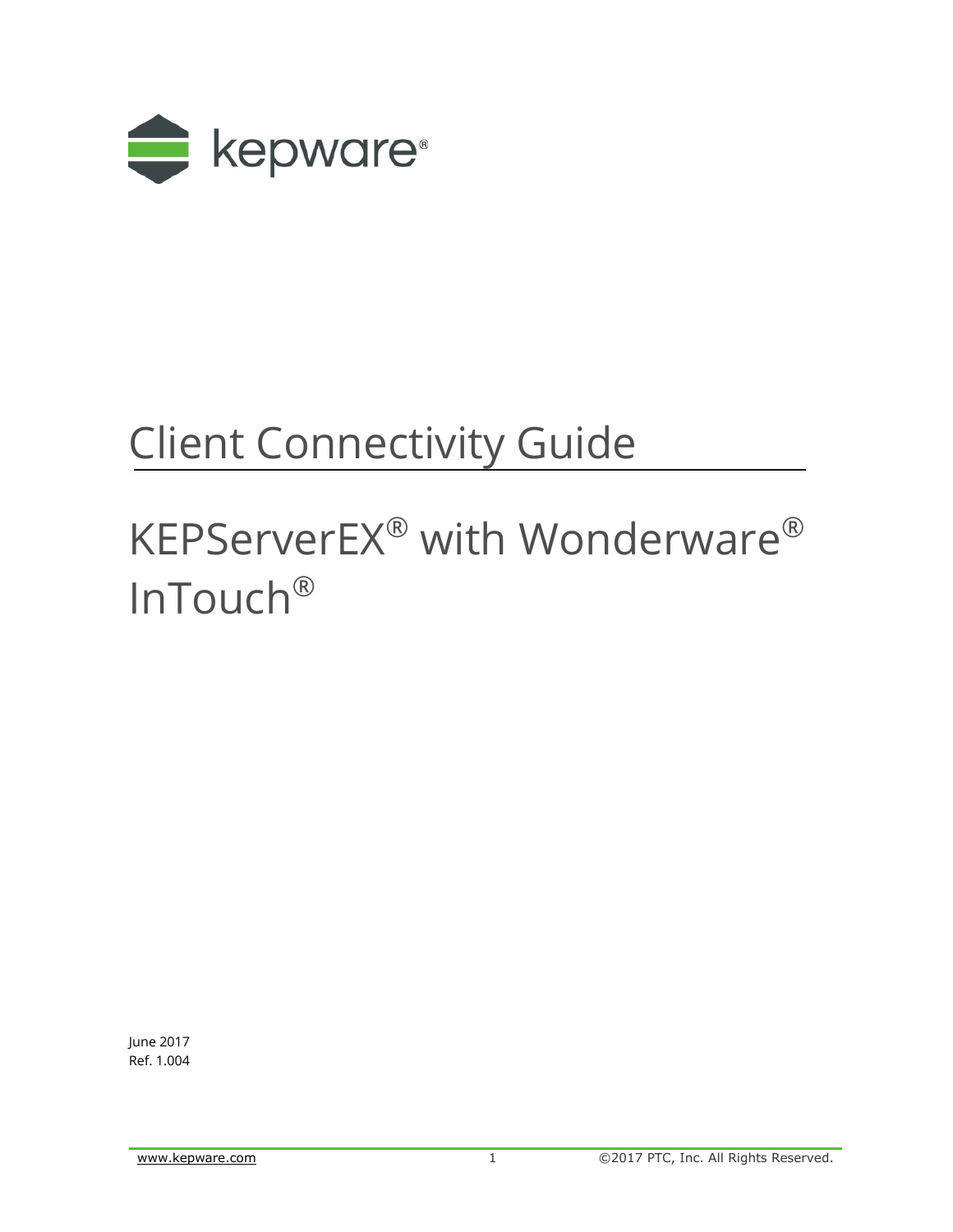kepware®

# Client Connectivity Guide

# KEPServerEX® with Wonderware® InTouch®

June 2017
Ref. 1.004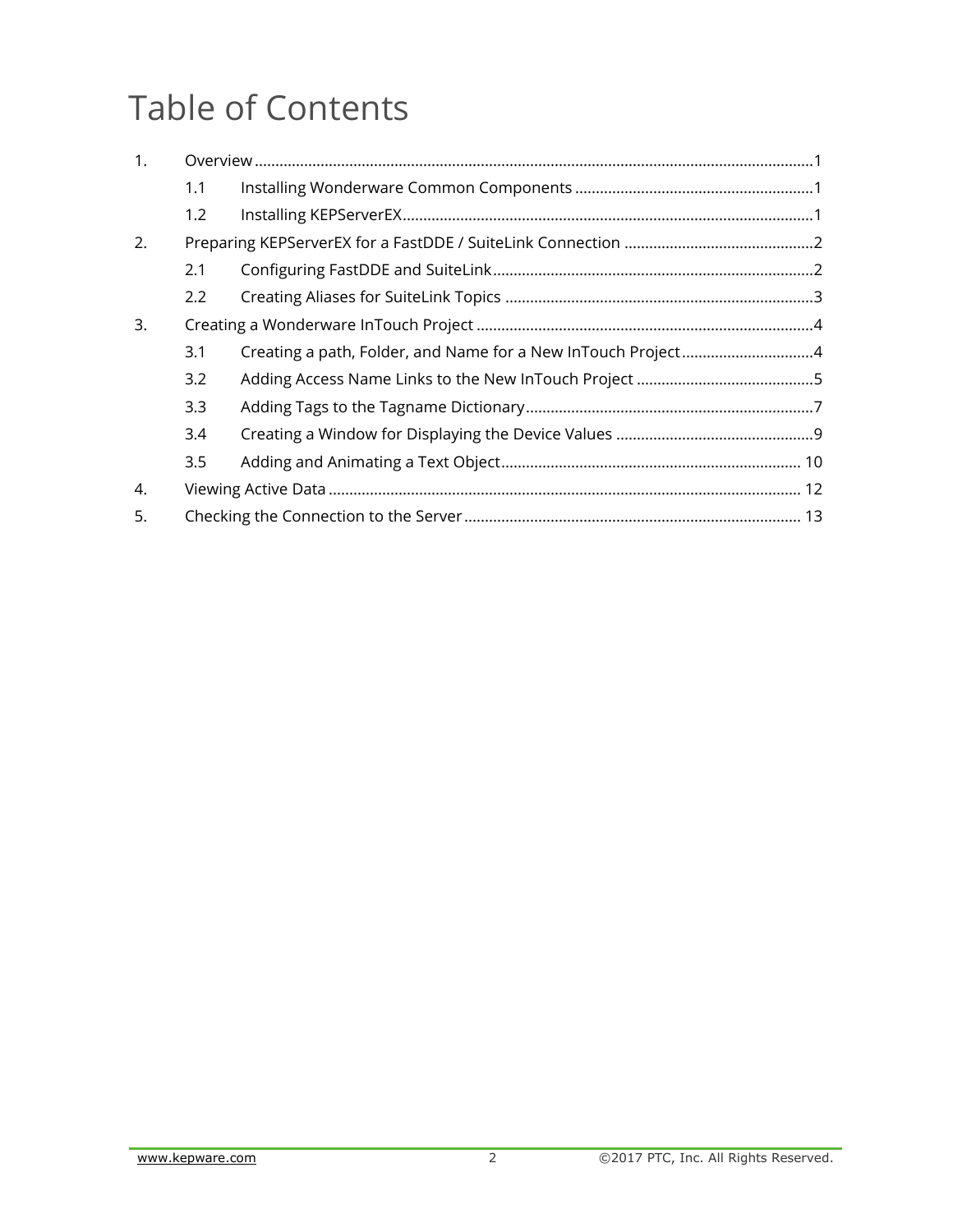# Table of Contents

1. Overview ........ 1
   - 1.1 Installing Wonderware Common Components ........ 1
   - 1.2 Installing KEPServerEX ........ 1
2. Preparing KEPServerEX for a FastDDE / SuiteLink Connection ........ 2
   - 2.1 Configuring FastDDE and SuiteLink ........ 2
   - 2.2 Creating Aliases for SuiteLink Topics ........ 3
3. Creating a Wonderware InTouch Project ........ 4
   - 3.1 Creating a path, Folder, and Name for a New InTouch Project ........ 4
   - 3.2 Adding Access Name Links to the New InTouch Project ........ 5
   - 3.3 Adding Tags to the Tagname Dictionary ........ 7
   - 3.4 Creating a Window for Displaying the Device Values ........ 9
   - 3.5 Adding and Animating a Text Object ........ 10
4. Viewing Active Data ........ 12
5. Checking the Connection to the Server ........ 13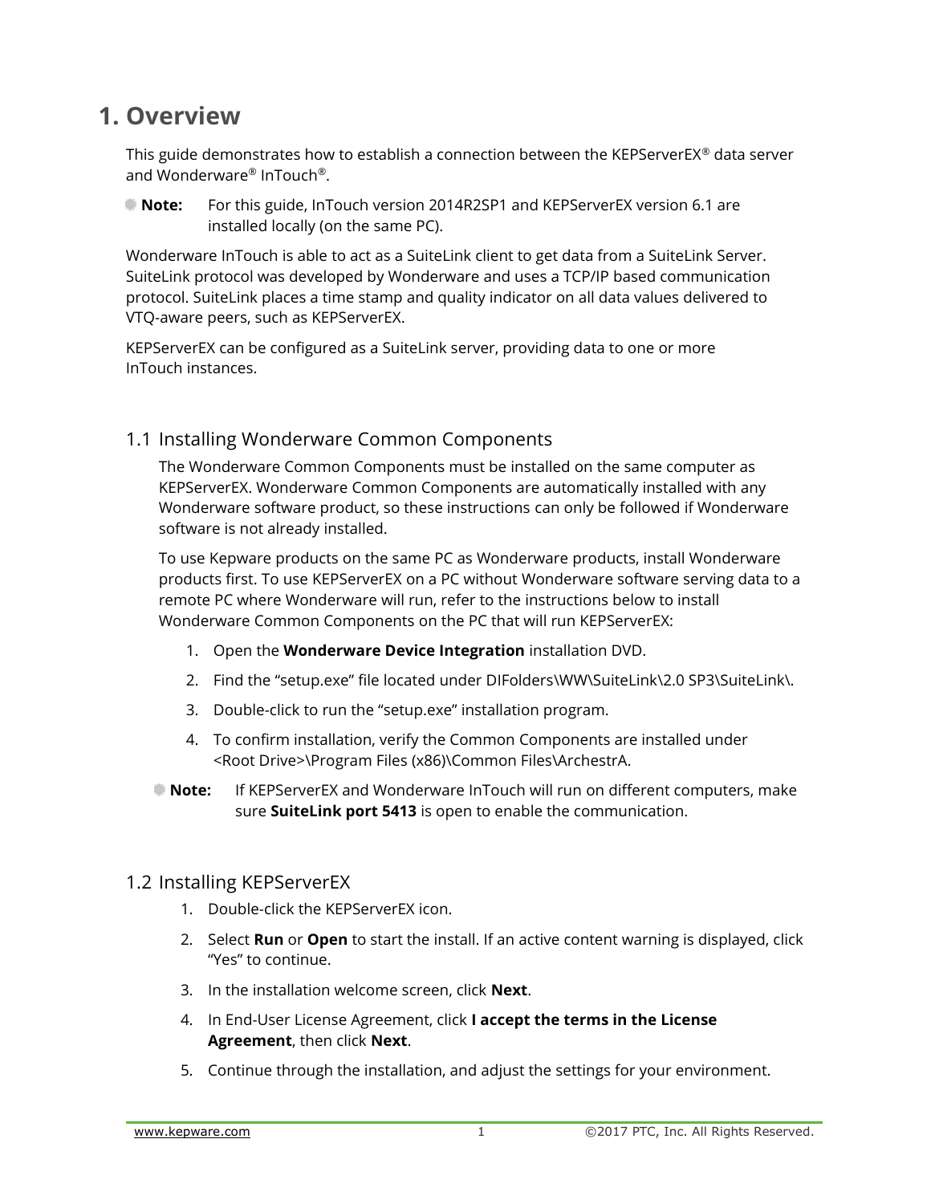# 1. Overview

This guide demonstrates how to establish a connection between the KEPServerEX® data server and Wonderware® InTouch®.

**Note:** For this guide, InTouch version 2014R2SP1 and KEPServerEX version 6.1 are installed locally (on the same PC).

Wonderware InTouch is able to act as a SuiteLink client to get data from a SuiteLink Server. SuiteLink protocol was developed by Wonderware and uses a TCP/IP based communication protocol. SuiteLink places a time stamp and quality indicator on all data values delivered to VTQ-aware peers, such as KEPServerEX.

KEPServerEX can be configured as a SuiteLink server, providing data to one or more InTouch instances.

## 1.1 Installing Wonderware Common Components

The Wonderware Common Components must be installed on the same computer as KEPServerEX. Wonderware Common Components are automatically installed with any Wonderware software product, so these instructions can only be followed if Wonderware software is not already installed.

To use Kepware products on the same PC as Wonderware products, install Wonderware products first. To use KEPServerEX on a PC without Wonderware software serving data to a remote PC where Wonderware will run, refer to the instructions below to install Wonderware Common Components on the PC that will run KEPServerEX:

1. Open the **Wonderware Device Integration** installation DVD.
2. Find the “setup.exe” file located under DIFolders\WW\SuiteLink\2.0 SP3\SuiteLink\.
3. Double-click to run the “setup.exe” installation program.
4. To confirm installation, verify the Common Components are installed under <Root Drive>\Program Files (x86)\Common Files\ArchestrA.

**Note:** If KEPServerEX and Wonderware InTouch will run on different computers, make sure **SuiteLink port 5413** is open to enable the communication.

## 1.2 Installing KEPServerEX

1. Double-click the KEPServerEX icon.
2. Select **Run** or **Open** to start the install. If an active content warning is displayed, click “Yes” to continue.
3. In the installation welcome screen, click **Next**.
4. In End-User License Agreement, click **I accept the terms in the License Agreement**, then click **Next**.
5. Continue through the installation, and adjust the settings for your environment.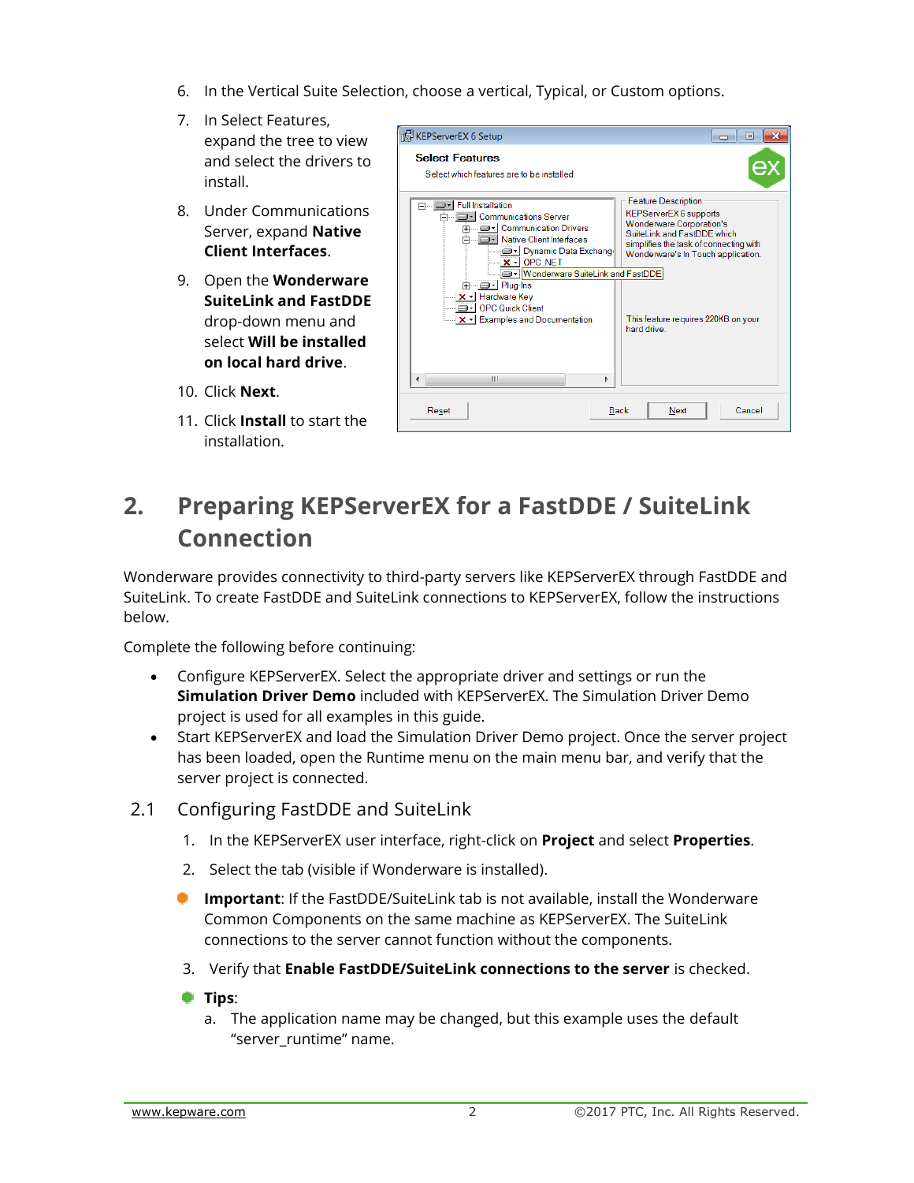6. In the Vertical Suite Selection, choose a vertical, Typical, or Custom options.
7. In Select Features, expand the tree to view and select the drivers to install.
8. Under Communications Server, expand **Native Client Interfaces**.
9. Open the **Wonderware SuiteLink and FastDDE** drop-down menu and select **Will be installed on local hard drive**.
10. Click **Next**.
11. Click **Install** to start the installation.

# 2. Preparing KEPServerEX for a FastDDE / SuiteLink Connection

Wonderware provides connectivity to third-party servers like KEPServerEX through FastDDE and SuiteLink. To create FastDDE and SuiteLink connections to KEPServerEX, follow the instructions below.

Complete the following before continuing:

- Configure KEPServerEX. Select the appropriate driver and settings or run the **Simulation Driver Demo** included with KEPServerEX. The Simulation Driver Demo project is used for all examples in this guide.
- Start KEPServerEX and load the Simulation Driver Demo project. Once the server project has been loaded, open the Runtime menu on the main menu bar, and verify that the server project is connected.

## 2.1 Configuring FastDDE and SuiteLink

1. In the KEPServerEX user interface, right-click on **Project** and select **Properties**.
2. Select the tab (visible if Wonderware is installed).

- **Important**: If the FastDDE/SuiteLink tab is not available, install the Wonderware Common Components on the same machine as KEPServerEX. The SuiteLink connections to the server cannot function without the components.

3. Verify that **Enable FastDDE/SuiteLink connections to the server** is checked.

- **Tips**:
  a. The application name may be changed, but this example uses the default "server_runtime" name.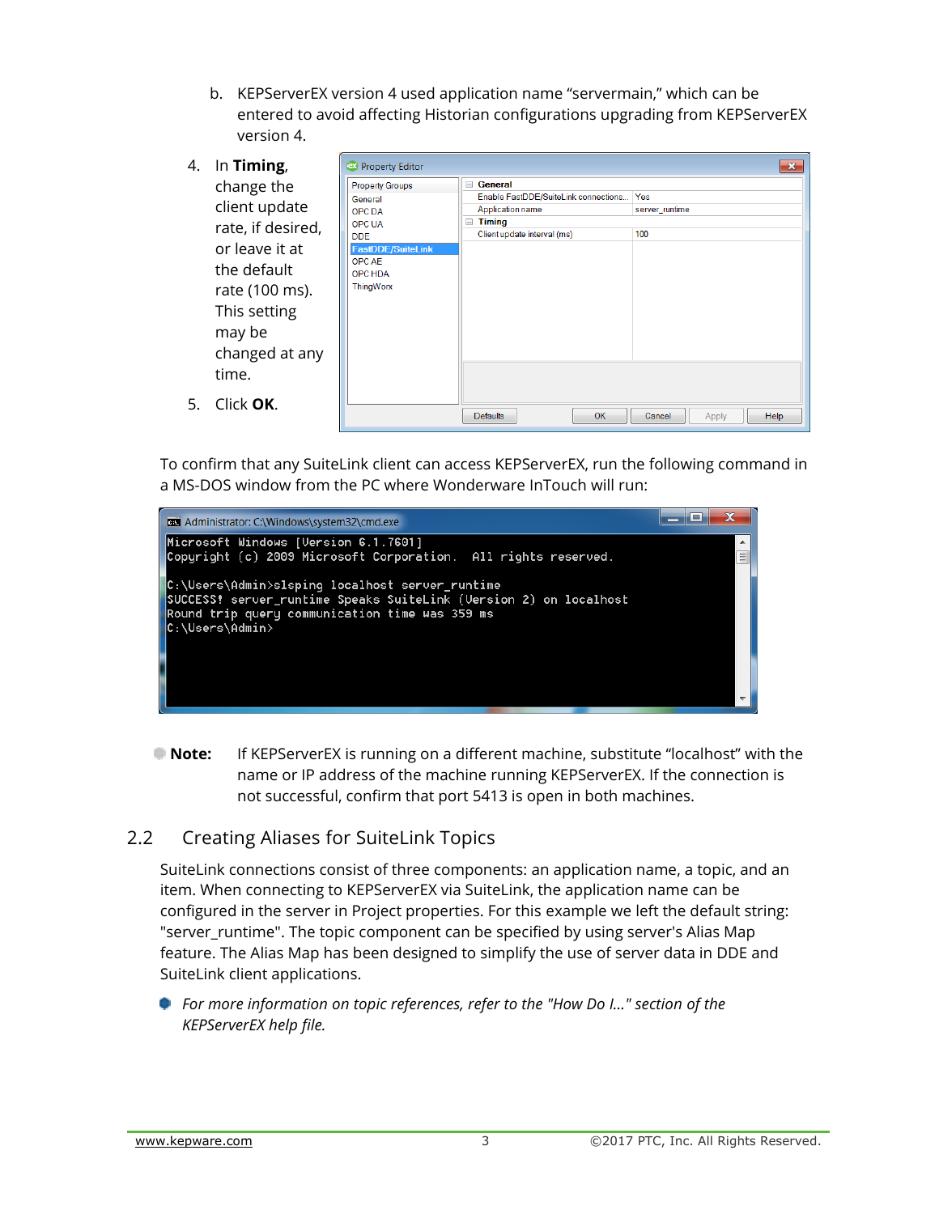b. KEPServerEX version 4 used application name "servermain," which can be entered to avoid affecting Historian configurations upgrading from KEPServerEX version 4.

4. In **Timing**, change the client update rate, if desired, or leave it at the default rate (100 ms). This setting may be changed at any time.
5. Click **OK**.

To confirm that any SuiteLink client can access KEPServerEX, run the following command in a MS-DOS window from the PC where Wonderware InTouch will run:

```
Microsoft Windows [Version 6.1.7601]
Copyright (c) 2009 Microsoft Corporation.  All rights reserved.

C:\Users\Admin>slsping localhost server_runtime
SUCCESS! server_runtime Speaks SuiteLink (Version 2) on localhost
Round trip query communication time was 359 ms
C:\Users\Admin>
```

**Note:** If KEPServerEX is running on a different machine, substitute "localhost" with the name or IP address of the machine running KEPServerEX. If the connection is not successful, confirm that port 5413 is open in both machines.

## 2.2 Creating Aliases for SuiteLink Topics

SuiteLink connections consist of three components: an application name, a topic, and an item. When connecting to KEPServerEX via SuiteLink, the application name can be configured in the server in Project properties. For this example we left the default string: "server_runtime". The topic component can be specified by using server's Alias Map feature. The Alias Map has been designed to simplify the use of server data in DDE and SuiteLink client applications.

*For more information on topic references, refer to the "How Do I..." section of the KEPServerEX help file.*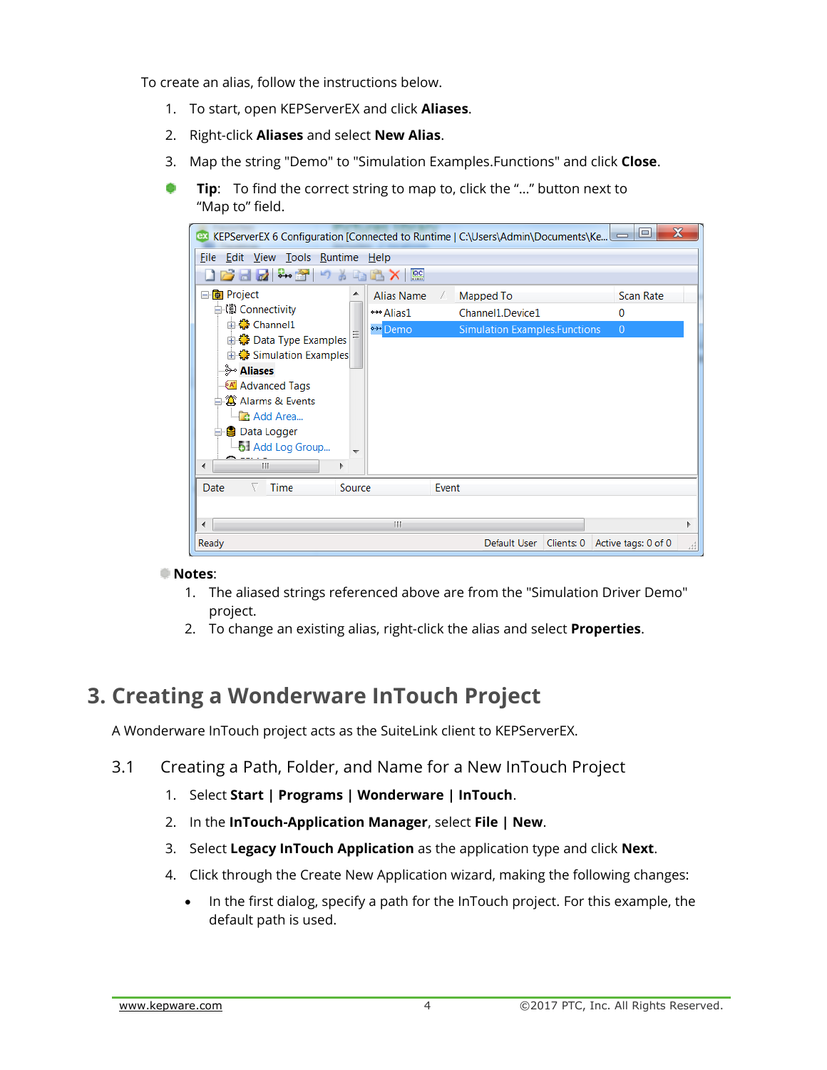To create an alias, follow the instructions below.

1. To start, open KEPServerEX and click **Aliases**.
2. Right-click **Aliases** and select **New Alias**.
3. Map the string "Demo" to "Simulation Examples.Functions" and click **Close**.

**Tip**: To find the correct string to map to, click the "…" button next to "Map to" field.

**Notes**:

1. The aliased strings referenced above are from the "Simulation Driver Demo" project.
2. To change an existing alias, right-click the alias and select **Properties**.

# 3. Creating a Wonderware InTouch Project

A Wonderware InTouch project acts as the SuiteLink client to KEPServerEX.

## 3.1 Creating a Path, Folder, and Name for a New InTouch Project

1. Select **Start | Programs | Wonderware | InTouch**.
2. In the **InTouch-Application Manager**, select **File | New**.
3. Select **Legacy InTouch Application** as the application type and click **Next**.
4. Click through the Create New Application wizard, making the following changes:
   - In the first dialog, specify a path for the InTouch project. For this example, the default path is used.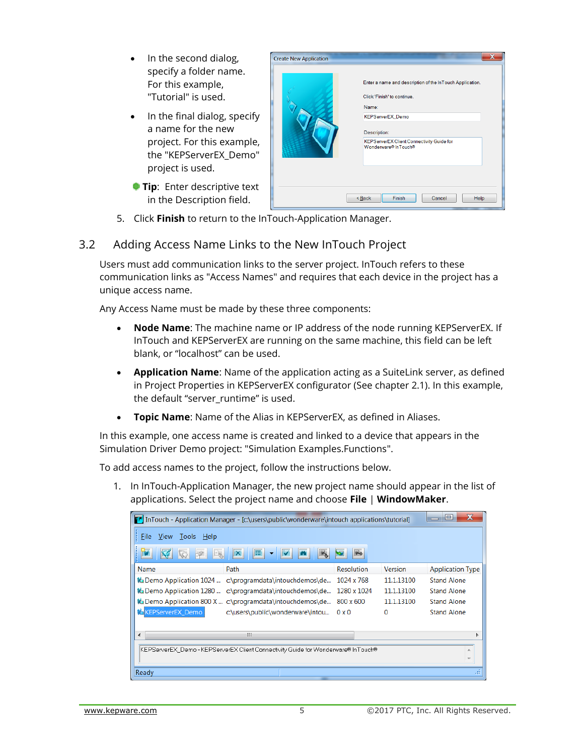- In the second dialog, specify a folder name. For this example, "Tutorial" is used.
- In the final dialog, specify a name for the new project. For this example, the "KEPServerEX_Demo" project is used.

**Tip**: Enter descriptive text in the Description field.

5. Click **Finish** to return to the InTouch-Application Manager.

## 3.2 Adding Access Name Links to the New InTouch Project

Users must add communication links to the server project. InTouch refers to these communication links as "Access Names" and requires that each device in the project has a unique access name.

Any Access Name must be made by these three components:

- **Node Name**: The machine name or IP address of the node running KEPServerEX. If InTouch and KEPServerEX are running on the same machine, this field can be left blank, or "localhost" can be used.
- **Application Name**: Name of the application acting as a SuiteLink server, as defined in Project Properties in KEPServerEX configurator (See chapter 2.1). In this example, the default "server_runtime" is used.
- **Topic Name**: Name of the Alias in KEPServerEX, as defined in Aliases.

In this example, one access name is created and linked to a device that appears in the Simulation Driver Demo project: "Simulation Examples.Functions".

To add access names to the project, follow the instructions below.

1. In InTouch-Application Manager, the new project name should appear in the list of applications. Select the project name and choose **File** | **WindowMaker**.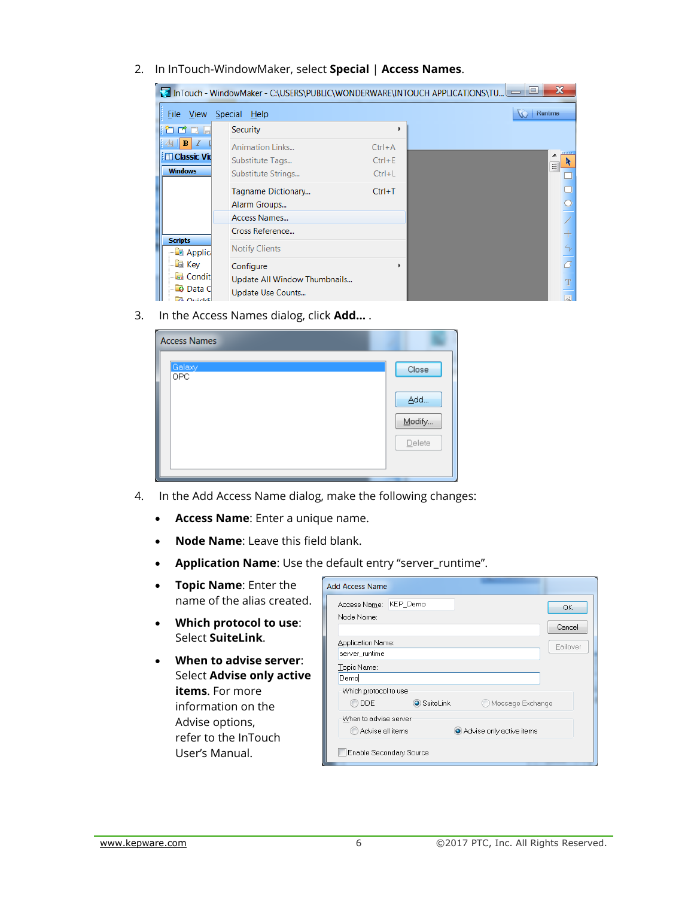2. In InTouch-WindowMaker, select **Special** | **Access Names**.

3. In the Access Names dialog, click **Add...** .

4. In the Add Access Name dialog, make the following changes:

   - **Access Name**: Enter a unique name.
   - **Node Name**: Leave this field blank.
   - **Application Name**: Use the default entry “server_runtime”.
   - **Topic Name**: Enter the name of the alias created.
   - **Which protocol to use**: Select **SuiteLink**.
   - **When to advise server**: Select **Advise only active items**. For more information on the Advise options, refer to the InTouch User’s Manual.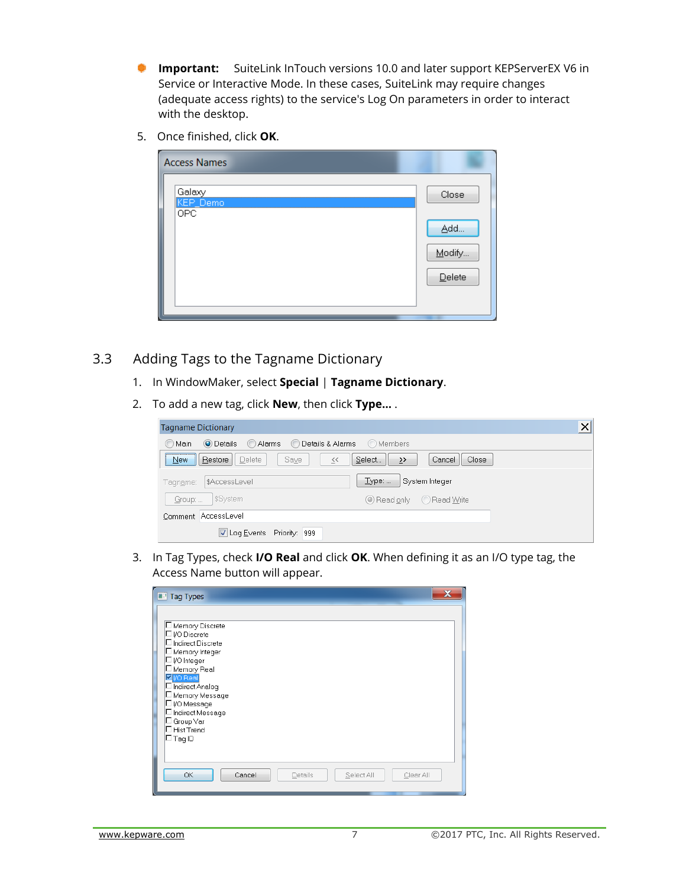- **Important:** SuiteLink InTouch versions 10.0 and later support KEPServerEX V6 in Service or Interactive Mode. In these cases, SuiteLink may require changes (adequate access rights) to the service's Log On parameters in order to interact with the desktop.

5. Once finished, click **OK**.

## 3.3 Adding Tags to the Tagname Dictionary

1. In WindowMaker, select **Special** | **Tagname Dictionary**.
2. To add a new tag, click **New**, then click **Type...** .
3. In Tag Types, check **I/O Real** and click **OK**. When defining it as an I/O type tag, the Access Name button will appear.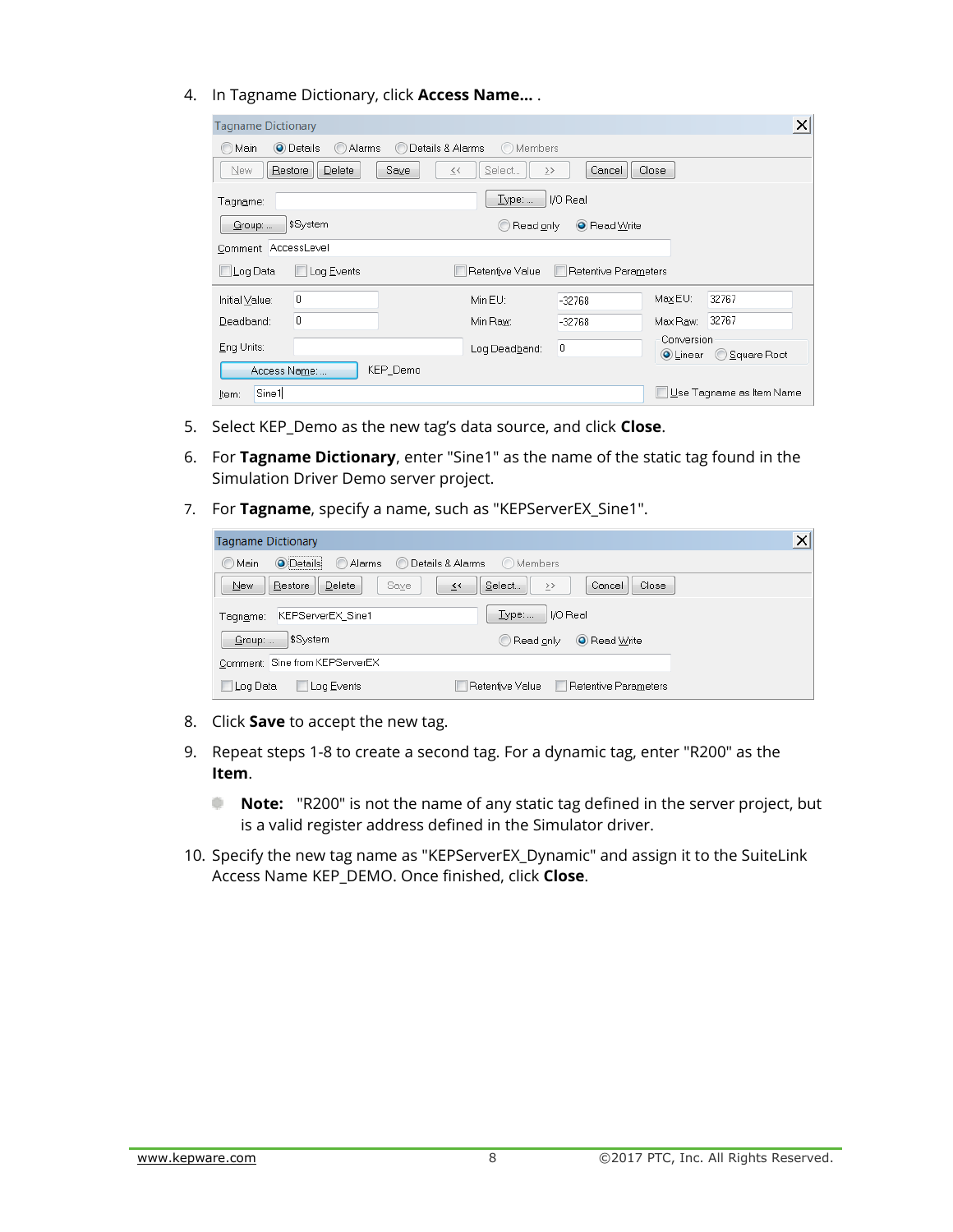4. In Tagname Dictionary, click **Access Name...** .

5. Select KEP_Demo as the new tag's data source, and click **Close**.

6. For **Tagname Dictionary**, enter "Sine1" as the name of the static tag found in the Simulation Driver Demo server project.

7. For **Tagname**, specify a name, such as "KEPServerEX_Sine1".

8. Click **Save** to accept the new tag.

9. Repeat steps 1-8 to create a second tag. For a dynamic tag, enter "R200" as the **Item**.

   - **Note:** "R200" is not the name of any static tag defined in the server project, but is a valid register address defined in the Simulator driver.

10. Specify the new tag name as "KEPServerEX_Dynamic" and assign it to the SuiteLink Access Name KEP_DEMO. Once finished, click **Close**.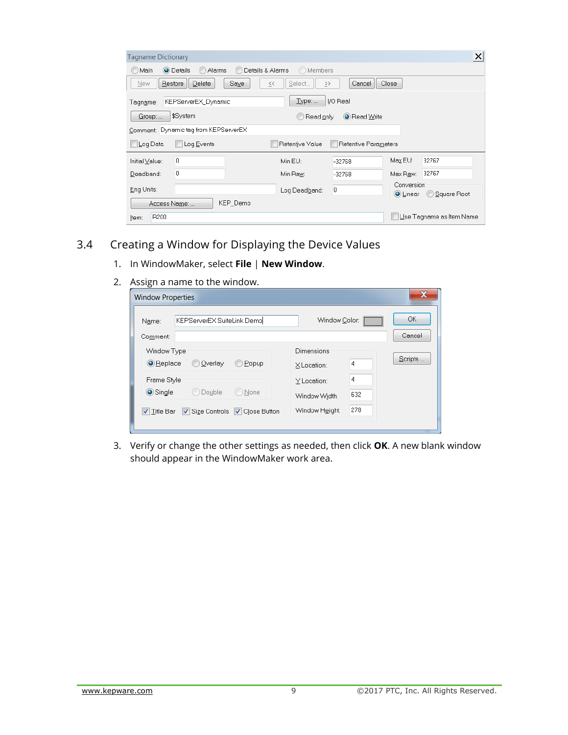## 3.4 Creating a Window for Displaying the Device Values

1. In WindowMaker, select **File** | **New Window**.
2. Assign a name to the window.
3. Verify or change the other settings as needed, then click **OK**. A new blank window should appear in the WindowMaker work area.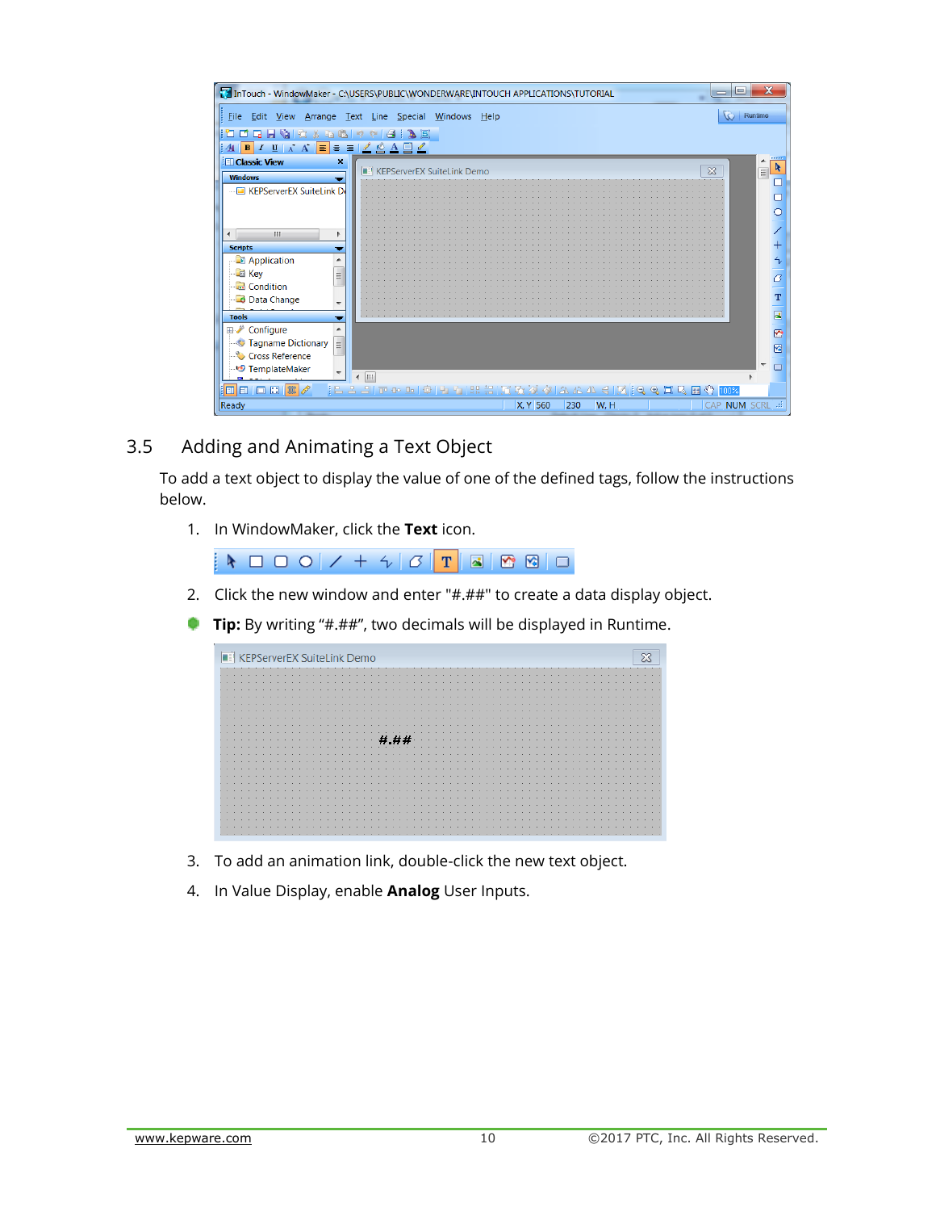## 3.5 Adding and Animating a Text Object

To add a text object to display the value of one of the defined tags, follow the instructions below.

1. In WindowMaker, click the **Text** icon.
2. Click the new window and enter "#.##" to create a data display object.

**Tip:** By writing "#.##", two decimals will be displayed in Runtime.

3. To add an animation link, double-click the new text object.
4. In Value Display, enable **Analog** User Inputs.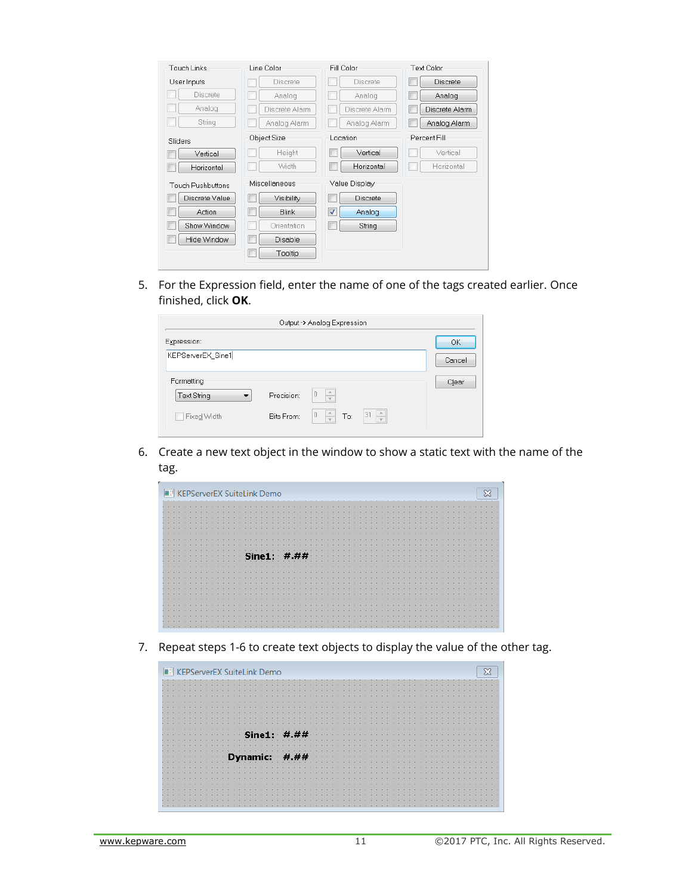5. For the Expression field, enter the name of one of the tags created earlier. Once finished, click **OK**.

6. Create a new text object in the window to show a static text with the name of the tag.

7. Repeat steps 1-6 to create text objects to display the value of the other tag.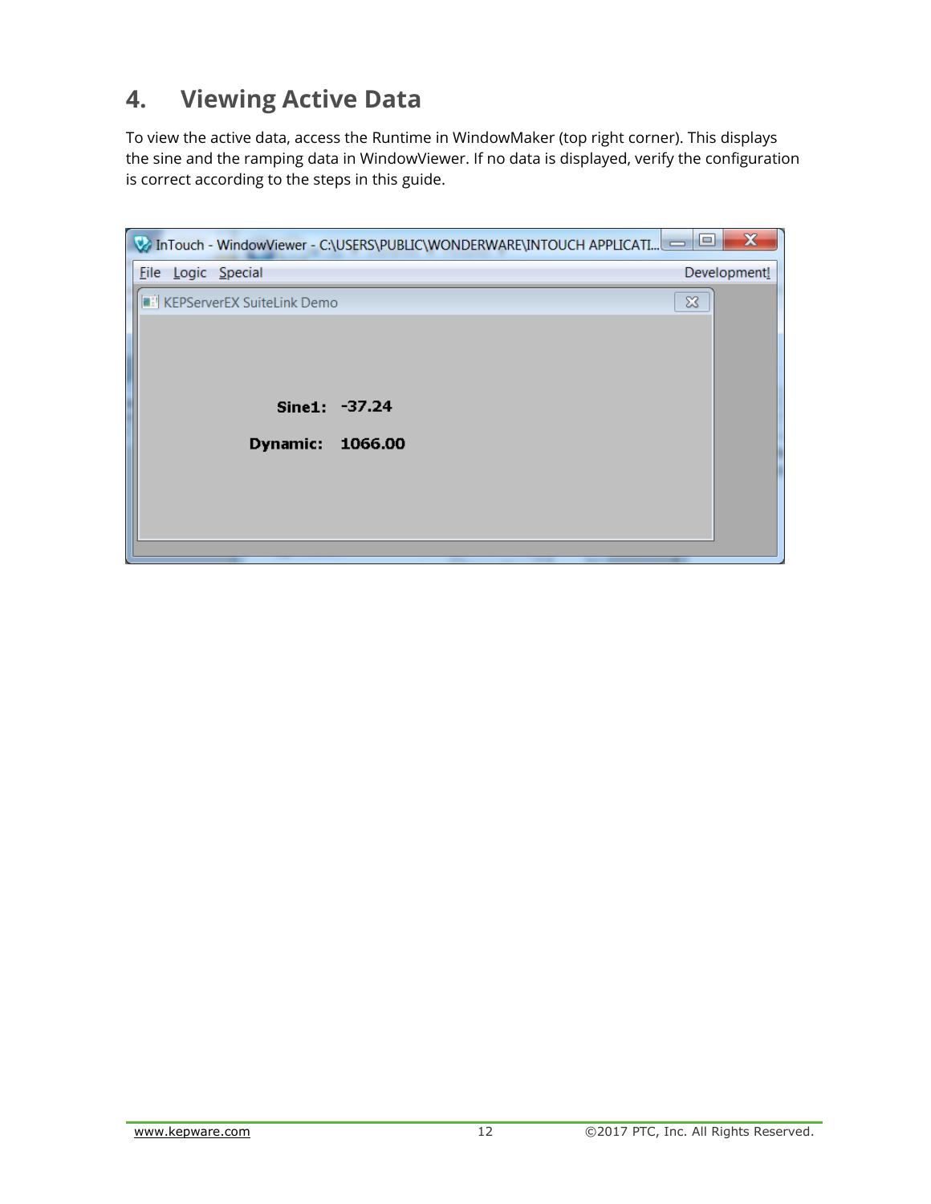# 4. Viewing Active Data

To view the active data, access the Runtime in WindowMaker (top right corner). This displays the sine and the ramping data in WindowViewer. If no data is displayed, verify the configuration is correct according to the steps in this guide.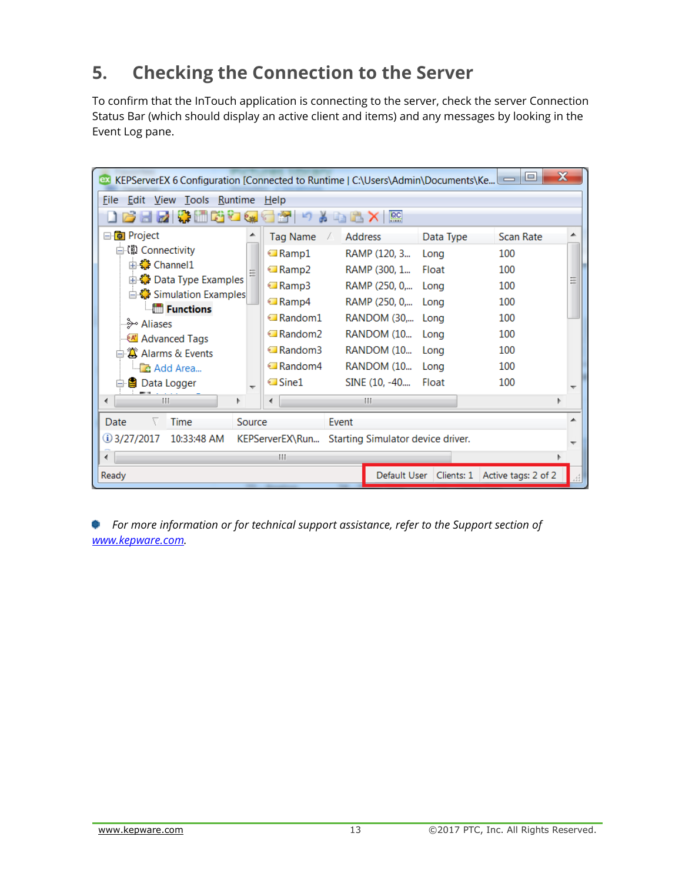## 5. Checking the Connection to the Server

To confirm that the InTouch application is connecting to the server, check the server Connection Status Bar (which should display an active client and items) and any messages by looking in the Event Log pane.

*For more information or for technical support assistance, refer to the Support section of [www.kepware.com](http://www.kepware.com).*